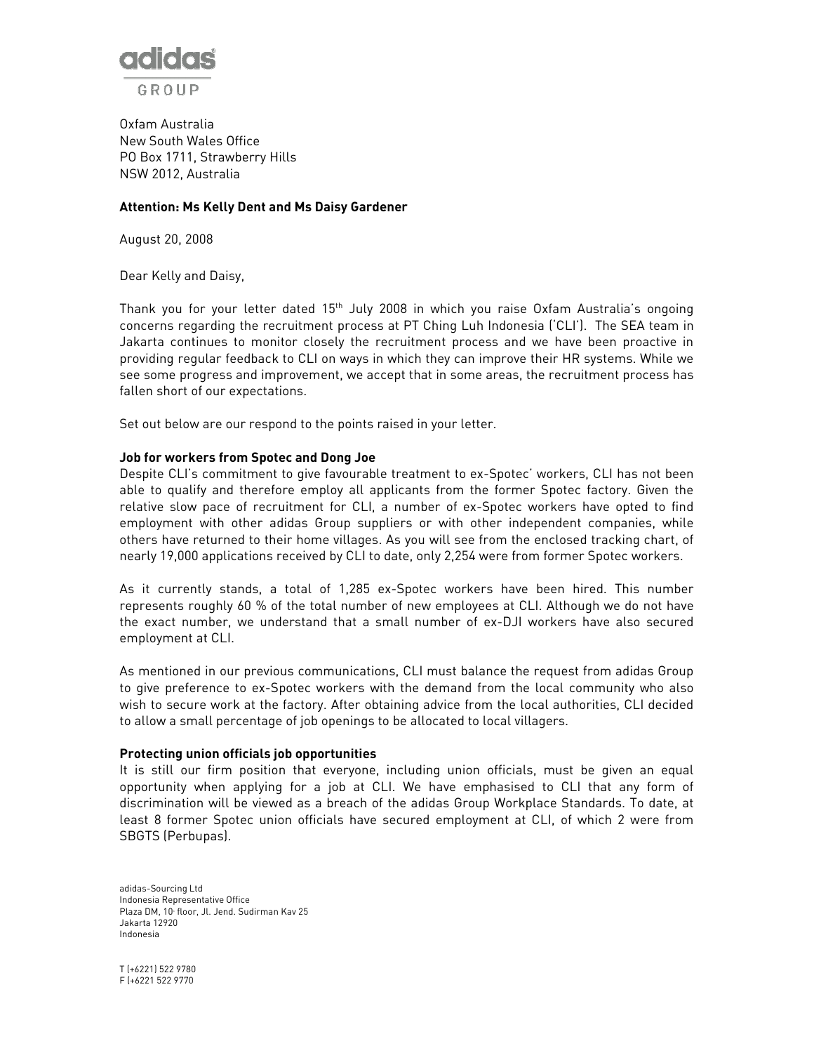adidas

GROUP

Oxfam Australia
New South Wales Office
PO Box 1711, Strawberry Hills
NSW 2012, Australia

**Attention: Ms Kelly Dent and Ms Daisy Gardener**

August 20, 2008

Dear Kelly and Daisy,

Thank you for your letter dated 15th July 2008 in which you raise Oxfam Australia's ongoing concerns regarding the recruitment process at PT Ching Luh Indonesia ('CLI'). The SEA team in Jakarta continues to monitor closely the recruitment process and we have been proactive in providing regular feedback to CLI on ways in which they can improve their HR systems. While we see some progress and improvement, we accept that in some areas, the recruitment process has fallen short of our expectations.

Set out below are our respond to the points raised in your letter.

**Job for workers from Spotec and Dong Joe**

Despite CLI's commitment to give favourable treatment to ex-Spotec' workers, CLI has not been able to qualify and therefore employ all applicants from the former Spotec factory. Given the relative slow pace of recruitment for CLI, a number of ex-Spotec workers have opted to find employment with other adidas Group suppliers or with other independent companies, while others have returned to their home villages. As you will see from the enclosed tracking chart, of nearly 19,000 applications received by CLI to date, only 2,254 were from former Spotec workers.

As it currently stands, a total of 1,285 ex-Spotec workers have been hired. This number represents roughly 60 % of the total number of new employees at CLI. Although we do not have the exact number, we understand that a small number of ex-DJI workers have also secured employment at CLI.

As mentioned in our previous communications, CLI must balance the request from adidas Group to give preference to ex-Spotec workers with the demand from the local community who also wish to secure work at the factory. After obtaining advice from the local authorities, CLI decided to allow a small percentage of job openings to be allocated to local villagers.

**Protecting union officials job opportunities**

It is still our firm position that everyone, including union officials, must be given an equal opportunity when applying for a job at CLI. We have emphasised to CLI that any form of discrimination will be viewed as a breach of the adidas Group Workplace Standards. To date, at least 8 former Spotec union officials have secured employment at CLI, of which 2 were from SBGTS (Perbupas).

adidas-Sourcing Ltd
Indonesia Representative Office
Plaza DM, 10 floor, Jl. Jend. Sudirman Kav 25
Jakarta 12920
Indonesia

T (+6221) 522 9780
F (+6221 522 9770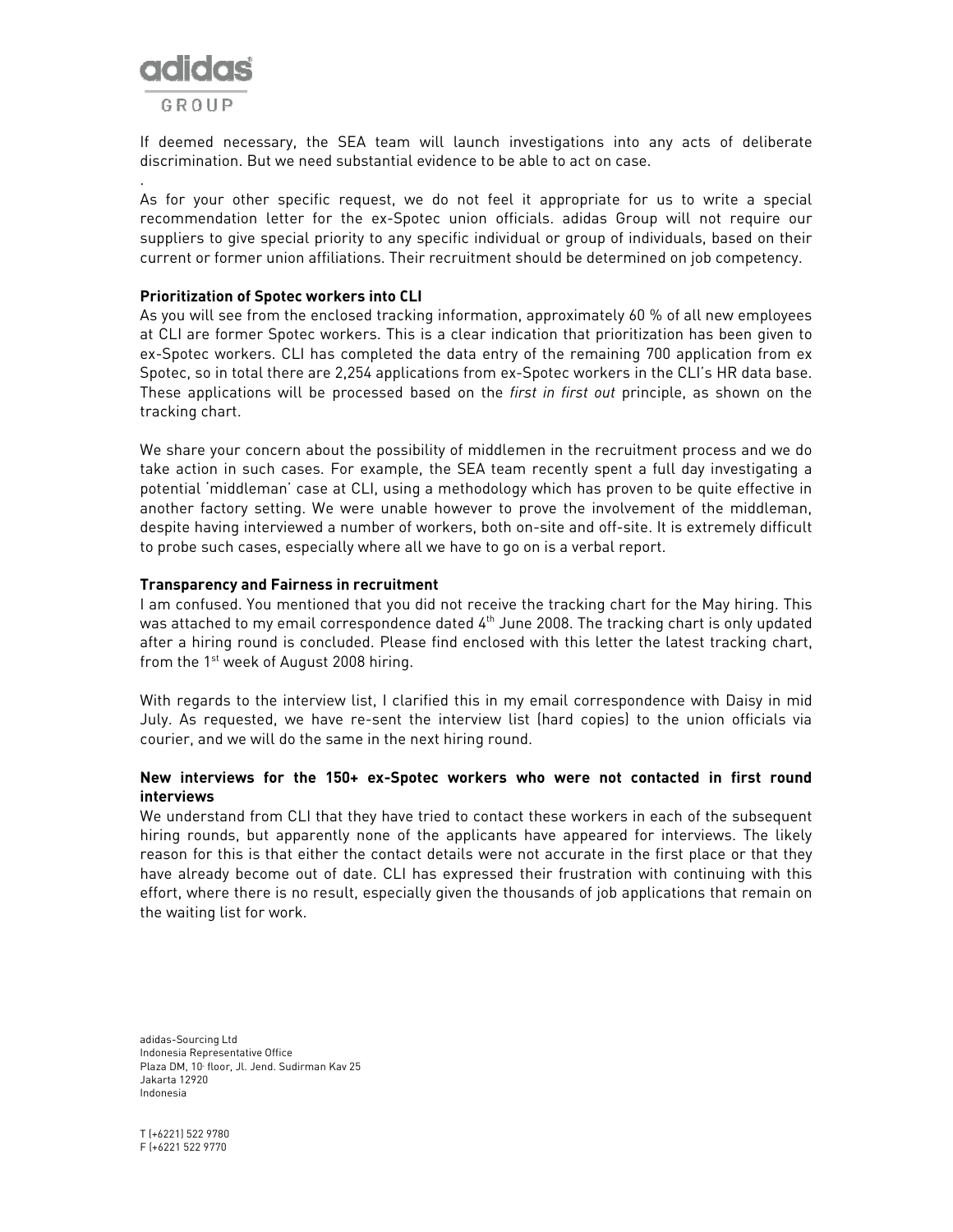If deemed necessary, the SEA team will launch investigations into any acts of deliberate discrimination. But we need substantial evidence to be able to act on case.

.

As for your other specific request, we do not feel it appropriate for us to write a special recommendation letter for the ex-Spotec union officials. adidas Group will not require our suppliers to give special priority to any specific individual or group of individuals, based on their current or former union affiliations. Their recruitment should be determined on job competency.

**Prioritization of Spotec workers into CLI**

As you will see from the enclosed tracking information, approximately 60 % of all new employees at CLI are former Spotec workers. This is a clear indication that prioritization has been given to ex-Spotec workers. CLI has completed the data entry of the remaining 700 application from ex Spotec, so in total there are 2,254 applications from ex-Spotec workers in the CLI's HR data base. These applications will be processed based on the *first in first out* principle, as shown on the tracking chart.

We share your concern about the possibility of middlemen in the recruitment process and we do take action in such cases. For example, the SEA team recently spent a full day investigating a potential 'middleman' case at CLI, using a methodology which has proven to be quite effective in another factory setting. We were unable however to prove the involvement of the middleman, despite having interviewed a number of workers, both on-site and off-site. It is extremely difficult to probe such cases, especially where all we have to go on is a verbal report.

**Transparency and Fairness in recruitment**

I am confused. You mentioned that you did not receive the tracking chart for the May hiring. This was attached to my email correspondence dated 4th June 2008. The tracking chart is only updated after a hiring round is concluded. Please find enclosed with this letter the latest tracking chart, from the 1st week of August 2008 hiring.

With regards to the interview list, I clarified this in my email correspondence with Daisy in mid July. As requested, we have re-sent the interview list (hard copies) to the union officials via courier, and we will do the same in the next hiring round.

**New interviews for the 150+ ex-Spotec workers who were not contacted in first round interviews**

We understand from CLI that they have tried to contact these workers in each of the subsequent hiring rounds, but apparently none of the applicants have appeared for interviews. The likely reason for this is that either the contact details were not accurate in the first place or that they have already become out of date. CLI has expressed their frustration with continuing with this effort, where there is no result, especially given the thousands of job applications that remain on the waiting list for work.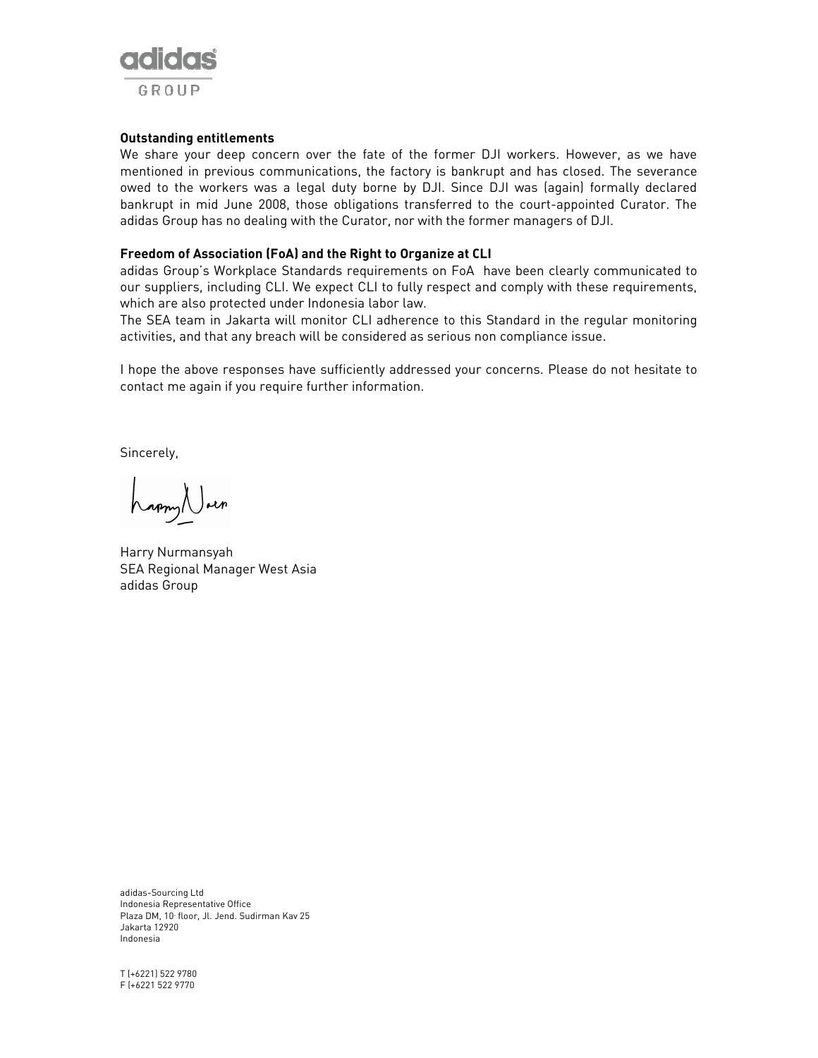**Outstanding entitlements**

We share your deep concern over the fate of the former DJI workers. However, as we have mentioned in previous communications, the factory is bankrupt and has closed. The severance owed to the workers was a legal duty borne by DJI. Since DJI was (again) formally declared bankrupt in mid June 2008, those obligations transferred to the court-appointed Curator. The adidas Group has no dealing with the Curator, nor with the former managers of DJI.

**Freedom of Association (FoA) and the Right to Organize at CLI**

adidas Group's Workplace Standards requirements on FoA have been clearly communicated to our suppliers, including CLI. We expect CLI to fully respect and comply with these requirements, which are also protected under Indonesia labor law.

The SEA team in Jakarta will monitor CLI adherence to this Standard in the regular monitoring activities, and that any breach will be considered as serious non compliance issue.

I hope the above responses have sufficiently addressed your concerns. Please do not hesitate to contact me again if you require further information.

Sincerely,

Harry Nurmansyah
SEA Regional Manager West Asia
adidas Group

adidas-Sourcing Ltd
Indonesia Representative Office
Plaza DM, 10 floor, Jl. Jend. Sudirman Kav 25
Jakarta 12920
Indonesia

T (+6221) 522 9780
F (+6221 522 9770